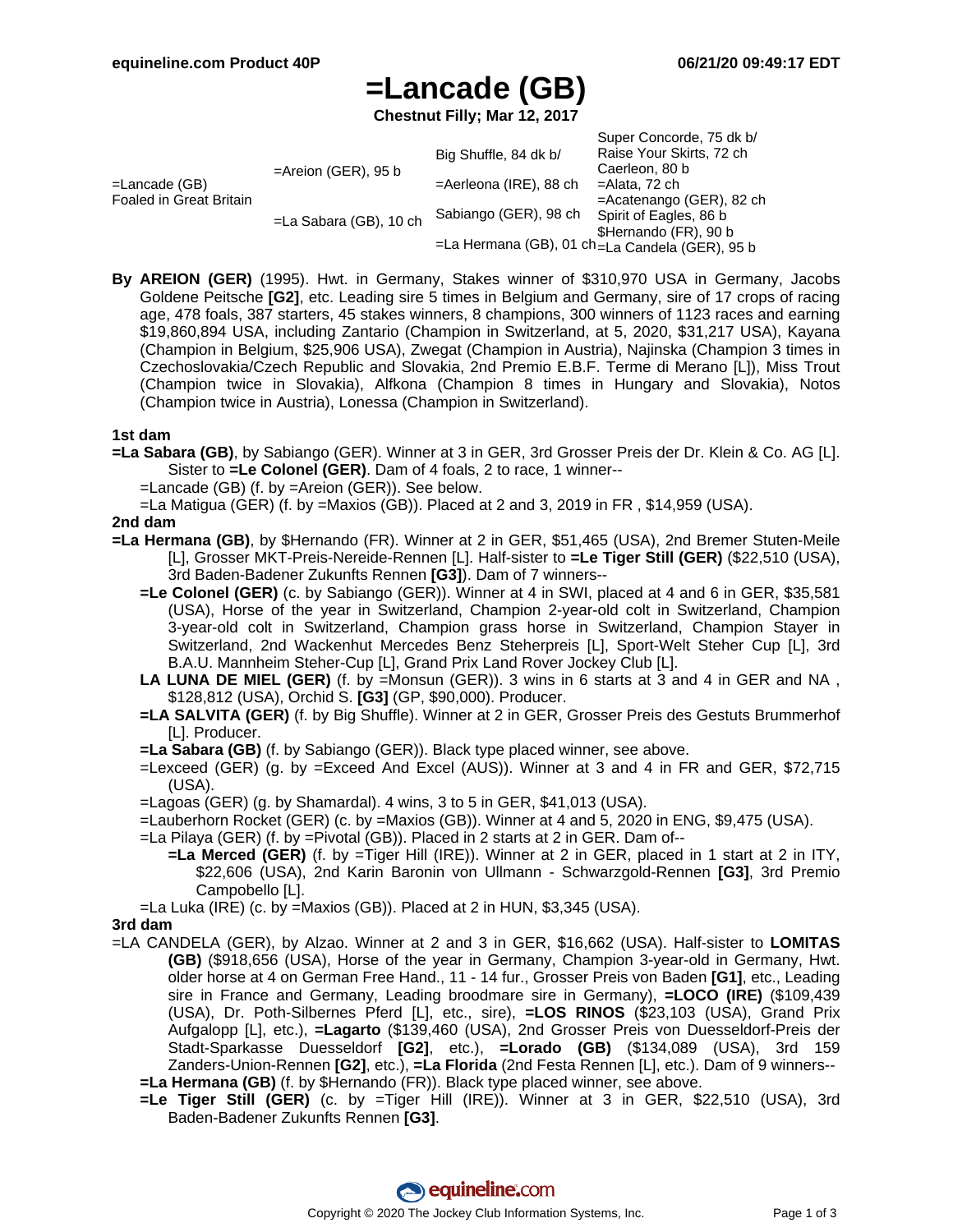# =Lancade (GB)

**Chestnut Filly; Mar 12, 2017**

| | | | |
|---|---|---|---|
| =Lancade (GB) Foaled in Great Britain | =Areion (GER), 95 b | Big Shuffle, 84 dk b/ | Super Concorde, 75 dk b/ |
| | | | Raise Your Skirts, 72 ch |
| | | =Aerleona (IRE), 88 ch | Caerleon, 80 b |
| | | | =Alata, 72 ch |
| | =La Sabara (GB), 10 ch | Sabiango (GER), 98 ch | =Acatenango (GER), 82 ch |
| | | | Spirit of Eagles, 86 b |
| | | =La Hermana (GB), 01 ch | $Hernando (FR), 90 b |
| | | | =La Candela (GER), 95 b |

**By AREION (GER)** (1995). Hwt. in Germany, Stakes winner of $310,970 USA in Germany, Jacobs Goldene Peitsche **[G2]**, etc. Leading sire 5 times in Belgium and Germany, sire of 17 crops of racing age, 478 foals, 387 starters, 45 stakes winners, 8 champions, 300 winners of 1123 races and earning $19,860,894 USA, including Zantario (Champion in Switzerland, at 5, 2020, $31,217 USA), Kayana (Champion in Belgium, $25,906 USA), Zwegat (Champion in Austria), Najinska (Champion 3 times in Czechoslovakia/Czech Republic and Slovakia, 2nd Premio E.B.F. Terme di Merano [L]), Miss Trout (Champion twice in Slovakia), Alfkona (Champion 8 times in Hungary and Slovakia), Notos (Champion twice in Austria), Lonessa (Champion in Switzerland).

### 1st dam

**=La Sabara (GB)**, by Sabiango (GER). Winner at 3 in GER, 3rd Grosser Preis der Dr. Klein & Co. AG [L]. Sister to **=Le Colonel (GER)**. Dam of 4 foals, 2 to race, 1 winner--

- =Lancade (GB) (f. by =Areion (GER)). See below.
- =La Matigua (GER) (f. by =Maxios (GB)). Placed at 2 and 3, 2019 in FR , $14,959 (USA).

### 2nd dam

**=La Hermana (GB)**, by $Hernando (FR). Winner at 2 in GER, $51,465 (USA), 2nd Bremer Stuten-Meile [L], Grosser MKT-Preis-Nereide-Rennen [L]. Half-sister to **=Le Tiger Still (GER)** ($22,510 (USA), 3rd Baden-Badener Zukunfts Rennen **[G3]**). Dam of 7 winners--

- **=Le Colonel (GER)** (c. by Sabiango (GER)). Winner at 4 in SWI, placed at 4 and 6 in GER, $35,581 (USA), Horse of the year in Switzerland, Champion 2-year-old colt in Switzerland, Champion 3-year-old colt in Switzerland, Champion grass horse in Switzerland, Champion Stayer in Switzerland, 2nd Wackenhut Mercedes Benz Steherpreis [L], Sport-Welt Steher Cup [L], 3rd B.A.U. Mannheim Steher-Cup [L], Grand Prix Land Rover Jockey Club [L].
- **LA LUNA DE MIEL (GER)** (f. by =Monsun (GER)). 3 wins in 6 starts at 3 and 4 in GER and NA , $128,812 (USA), Orchid S. **[G3]** (GP, $90,000). Producer.
- **=LA SALVITA (GER)** (f. by Big Shuffle). Winner at 2 in GER, Grosser Preis des Gestuts Brummerhof [L]. Producer.
- **=La Sabara (GB)** (f. by Sabiango (GER)). Black type placed winner, see above.
- =Lexceed (GER) (g. by =Exceed And Excel (AUS)). Winner at 3 and 4 in FR and GER, $72,715 (USA).
- =Lagoas (GER) (g. by Shamardal). 4 wins, 3 to 5 in GER, $41,013 (USA).
- =Lauberhorn Rocket (GER) (c. by =Maxios (GB)). Winner at 4 and 5, 2020 in ENG, $9,475 (USA).
- =La Pilaya (GER) (f. by =Pivotal (GB)). Placed in 2 starts at 2 in GER. Dam of--
  - **=La Merced (GER)** (f. by =Tiger Hill (IRE)). Winner at 2 in GER, placed in 1 start at 2 in ITY, $22,606 (USA), 2nd Karin Baronin von Ullmann - Schwarzgold-Rennen **[G3]**, 3rd Premio Campobello [L].
- =La Luka (IRE) (c. by =Maxios (GB)). Placed at 2 in HUN, $3,345 (USA).

### 3rd dam

=LA CANDELA (GER), by Alzao. Winner at 2 and 3 in GER, $16,662 (USA). Half-sister to **LOMITAS (GB)** ($918,656 (USA), Horse of the year in Germany, Champion 3-year-old in Germany, Hwt. older horse at 4 on German Free Hand., 11 - 14 fur., Grosser Preis von Baden **[G1]**, etc., Leading sire in France and Germany, Leading broodmare sire in Germany), **=LOCO (IRE)** ($109,439 (USA), Dr. Poth-Silbernes Pferd [L], etc., sire), **=LOS RINOS** ($23,103 (USA), Grand Prix Aufgalopp [L], etc.), **=Lagarto** ($139,460 (USA), 2nd Grosser Preis von Duesseldorf-Preis der Stadt-Sparkasse Duesseldorf **[G2]**, etc.), **=Lorado (GB)** ($134,089 (USA), 3rd 159 Zanders-Union-Rennen **[G2]**, etc.), **=La Florida** (2nd Festa Rennen [L], etc.). Dam of 9 winners--

- **=La Hermana (GB)** (f. by $Hernando (FR)). Black type placed winner, see above.
- **=Le Tiger Still (GER)** (c. by =Tiger Hill (IRE)). Winner at 3 in GER, $22,510 (USA), 3rd Baden-Badener Zukunfts Rennen **[G3]**.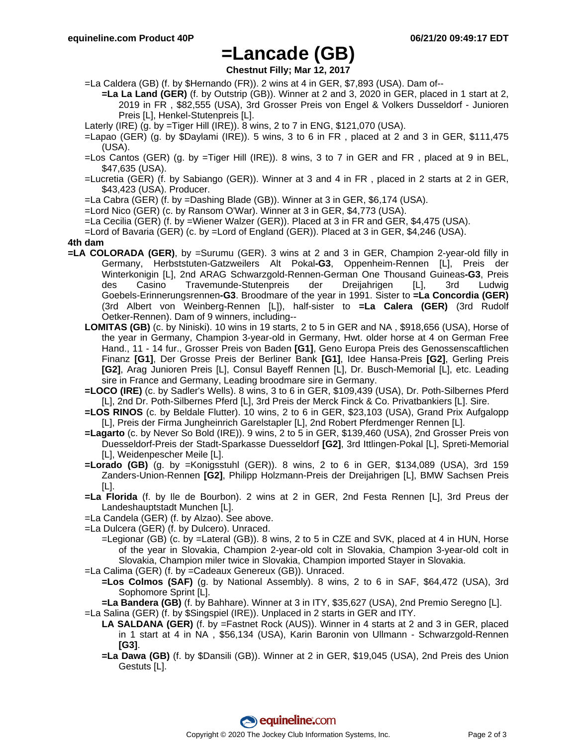# =Lancade (GB)

**Chestnut Filly; Mar 12, 2017**

=La Caldera (GB) (f. by $Hernando (FR)). 2 wins at 4 in GER, $7,893 (USA). Dam of--

**=La La Land (GER)** (f. by Outstrip (GB)). Winner at 2 and 3, 2020 in GER, placed in 1 start at 2, 2019 in FR , $82,555 (USA), 3rd Grosser Preis von Engel & Volkers Dusseldorf - Junioren Preis [L], Henkel-Stutenpreis [L].

Laterly (IRE) (g. by =Tiger Hill (IRE)). 8 wins, 2 to 7 in ENG, $121,070 (USA).

=Lapao (GER) (g. by $Daylami (IRE)). 5 wins, 3 to 6 in FR , placed at 2 and 3 in GER, $111,475 (USA).

=Los Cantos (GER) (g. by =Tiger Hill (IRE)). 8 wins, 3 to 7 in GER and FR , placed at 9 in BEL, $47,635 (USA).

=Lucretia (GER) (f. by Sabiango (GER)). Winner at 3 and 4 in FR , placed in 2 starts at 2 in GER, $43,423 (USA). Producer.

=La Cabra (GER) (f. by =Dashing Blade (GB)). Winner at 3 in GER, $6,174 (USA).

=Lord Nico (GER) (c. by Ransom O'War). Winner at 3 in GER, $4,773 (USA).

=La Cecilia (GER) (f. by =Wiener Walzer (GER)). Placed at 3 in FR and GER, $4,475 (USA).

=Lord of Bavaria (GER) (c. by =Lord of England (GER)). Placed at 3 in GER, $4,246 (USA).

**4th dam**

**=LA COLORADA (GER)**, by =Surumu (GER). 3 wins at 2 and 3 in GER, Champion 2-year-old filly in Germany, Herbststuten-Gatzweilers Alt Pokal**-G3**, Oppenheim-Rennen [L], Preis der Winterkonigin [L], 2nd ARAG Schwarzgold-Rennen-German One Thousand Guineas**-G3**, Preis des Casino Travemunde-Stutenpreis der Dreijahrigen [L], 3rd Ludwig Goebels-Erinnerungsrennen**-G3**. Broodmare of the year in 1991. Sister to **=La Concordia (GER)** (3rd Albert von Weinberg-Rennen [L]), half-sister to **=La Calera (GER)** (3rd Rudolf Oetker-Rennen). Dam of 9 winners, including--

**LOMITAS (GB)** (c. by Niniski). 10 wins in 19 starts, 2 to 5 in GER and NA , $918,656 (USA), Horse of the year in Germany, Champion 3-year-old in Germany, Hwt. older horse at 4 on German Free Hand., 11 - 14 fur., Grosser Preis von Baden **[G1]**, Geno Europa Preis des Genossenscaftlichen Finanz **[G1]**, Der Grosse Preis der Berliner Bank **[G1]**, Idee Hansa-Preis **[G2]**, Gerling Preis **[G2]**, Arag Junioren Preis [L], Consul Bayeff Rennen [L], Dr. Busch-Memorial [L], etc. Leading sire in France and Germany, Leading broodmare sire in Germany.

**=LOCO (IRE)** (c. by Sadler's Wells). 8 wins, 3 to 6 in GER, $109,439 (USA), Dr. Poth-Silbernes Pferd [L], 2nd Dr. Poth-Silbernes Pferd [L], 3rd Preis der Merck Finck & Co. Privatbankiers [L]. Sire.

**=LOS RINOS** (c. by Beldale Flutter). 10 wins, 2 to 6 in GER, $23,103 (USA), Grand Prix Aufgalopp [L], Preis der Firma Jungheinrich Garelstapler [L], 2nd Robert Pferdmenger Rennen [L].

**=Lagarto** (c. by Never So Bold (IRE)). 9 wins, 2 to 5 in GER, $139,460 (USA), 2nd Grosser Preis von Duesseldorf-Preis der Stadt-Sparkasse Duesseldorf **[G2]**, 3rd Ittlingen-Pokal [L], Spreti-Memorial [L], Weidenpescher Meile [L].

**=Lorado (GB)** (g. by =Konigsstuhl (GER)). 8 wins, 2 to 6 in GER, $134,089 (USA), 3rd 159 Zanders-Union-Rennen **[G2]**, Philipp Holzmann-Preis der Dreijahrigen [L], BMW Sachsen Preis [L].

**=La Florida** (f. by Ile de Bourbon). 2 wins at 2 in GER, 2nd Festa Rennen [L], 3rd Preus der Landeshauptstadt Munchen [L].

=La Candela (GER) (f. by Alzao). See above.

=La Dulcera (GER) (f. by Dulcero). Unraced.

=Legionar (GB) (c. by =Lateral (GB)). 8 wins, 2 to 5 in CZE and SVK, placed at 4 in HUN, Horse of the year in Slovakia, Champion 2-year-old colt in Slovakia, Champion 3-year-old colt in Slovakia, Champion miler twice in Slovakia, Champion imported Stayer in Slovakia.

=La Calima (GER) (f. by =Cadeaux Genereux (GB)). Unraced.

**=Los Colmos (SAF)** (g. by National Assembly). 8 wins, 2 to 6 in SAF, $64,472 (USA), 3rd Sophomore Sprint [L].

**=La Bandera (GB)** (f. by Bahhare). Winner at 3 in ITY, $35,627 (USA), 2nd Premio Seregno [L].

=La Salina (GER) (f. by $Singspiel (IRE)). Unplaced in 2 starts in GER and ITY.

**LA SALDANA (GER)** (f. by =Fastnet Rock (AUS)). Winner in 4 starts at 2 and 3 in GER, placed in 1 start at 4 in NA , $56,134 (USA), Karin Baronin von Ullmann - Schwarzgold-Rennen **[G3]**.

**=La Dawa (GB)** (f. by $Dansili (GB)). Winner at 2 in GER, $19,045 (USA), 2nd Preis des Union Gestuts [L].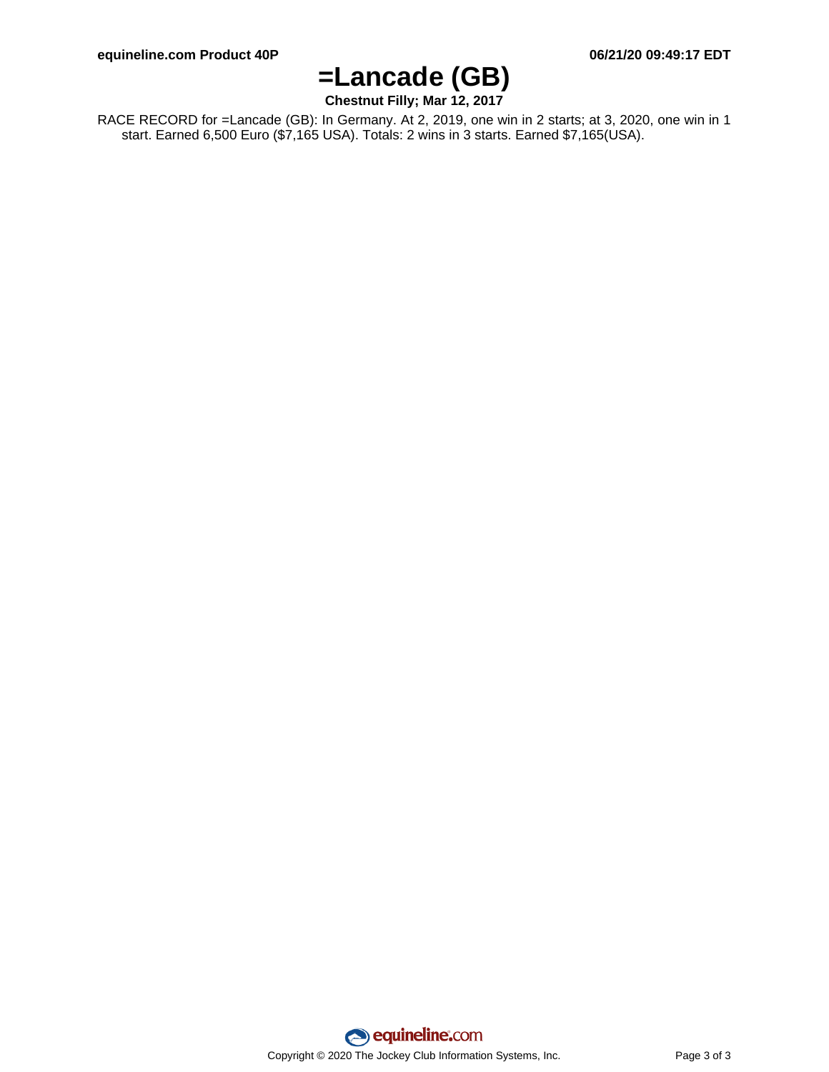# =Lancade (GB)

**Chestnut Filly; Mar 12, 2017**

RACE RECORD for =Lancade (GB): In Germany. At 2, 2019, one win in 2 starts; at 3, 2020, one win in 1 start. Earned 6,500 Euro ($7,165 USA). Totals: 2 wins in 3 starts. Earned $7,165(USA).